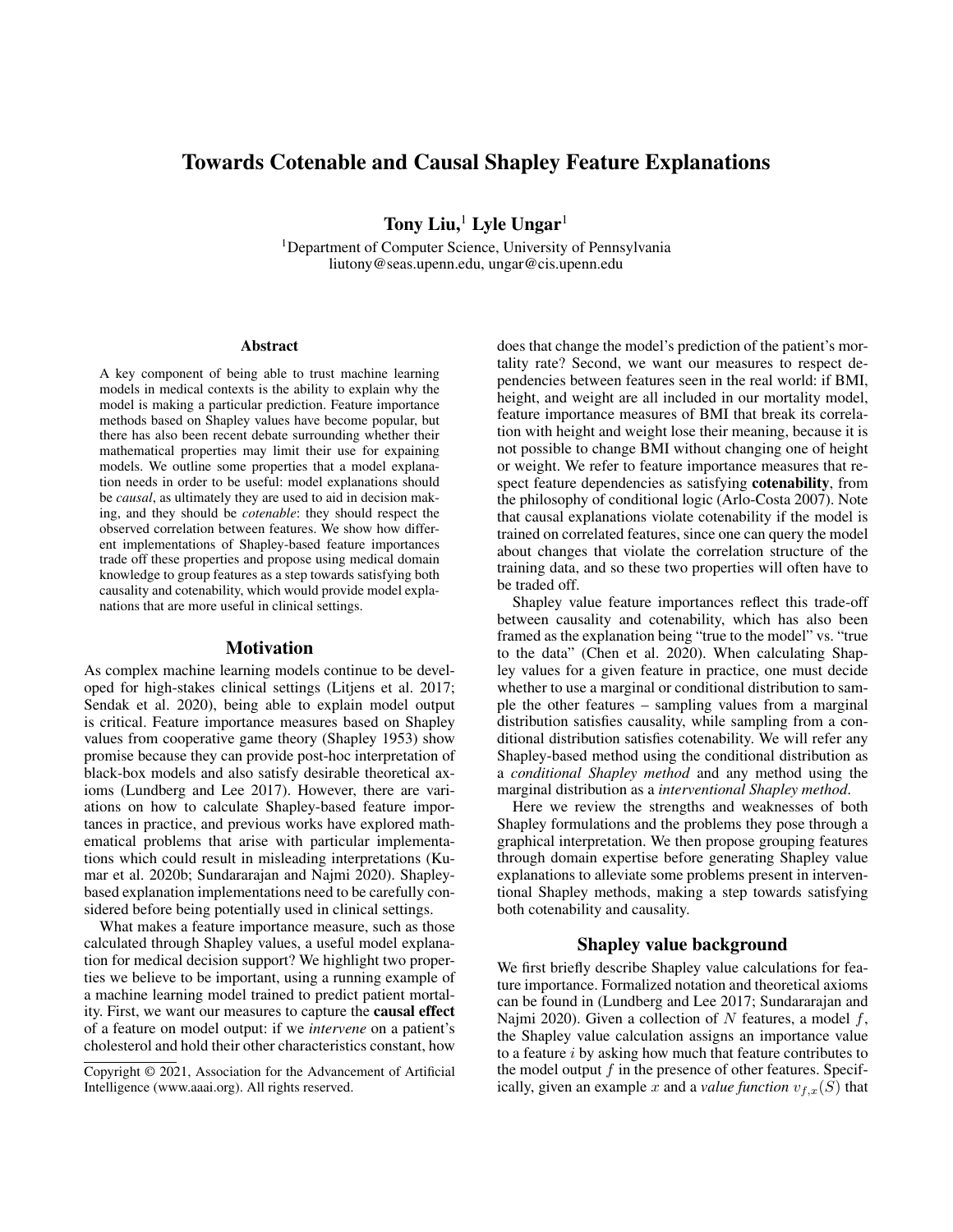# Towards Cotenable and Causal Shapley Feature Explanations

**Tony Liu,**[1] **Lyle Ungar**[1]

[1]Department of Computer Science, University of Pennsylvania
liutony@seas.upenn.edu, ungar@cis.upenn.edu

## Abstract

A key component of being able to trust machine learning models in medical contexts is the ability to explain why the model is making a particular prediction. Feature importance methods based on Shapley values have become popular, but there has also been recent debate surrounding whether their mathematical properties may limit their use for expaining models. We outline some properties that a model explanation needs in order to be useful: model explanations should be *causal*, as ultimately they are used to aid in decision making, and they should be *cotenable*: they should respect the observed correlation between features. We show how different implementations of Shapley-based feature importances trade off these properties and propose using medical domain knowledge to group features as a step towards satisfying both causality and cotenability, which would provide model explanations that are more useful in clinical settings.

## Motivation

As complex machine learning models continue to be developed for high-stakes clinical settings (Litjens et al. 2017; Sendak et al. 2020), being able to explain model output is critical. Feature importance measures based on Shapley values from cooperative game theory (Shapley 1953) show promise because they can provide post-hoc interpretation of black-box models and also satisfy desirable theoretical axioms (Lundberg and Lee 2017). However, there are variations on how to calculate Shapley-based feature importances in practice, and previous works have explored mathematical problems that arise with particular implementations which could result in misleading interpretations (Kumar et al. 2020b; Sundararajan and Najmi 2020). Shapley-based explanation implementations need to be carefully considered before being potentially used in clinical settings.

What makes a feature importance measure, such as those calculated through Shapley values, a useful model explanation for medical decision support? We highlight two properties we believe to be important, using a running example of a machine learning model trained to predict patient mortality. First, we want our measures to capture the **causal effect** of a feature on model output: if we *intervene* on a patient's cholesterol and hold their other characteristics constant, how does that change the model's prediction of the patient's mortality rate? Second, we want our measures to respect dependencies between features seen in the real world: if BMI, height, and weight are all included in our mortality model, feature importance measures of BMI that break its correlation with height and weight lose their meaning, because it is not possible to change BMI without changing one of height or weight. We refer to feature importance measures that respect feature dependencies as satisfying **cotenability**, from the philosophy of conditional logic (Arlo-Costa 2007). Note that causal explanations violate cotenability if the model is trained on correlated features, since one can query the model about changes that violate the correlation structure of the training data, and so these two properties will often have to be traded off.

Shapley value feature importances reflect this trade-off between causality and cotenability, which has also been framed as the explanation being "true to the model" vs. "true to the data" (Chen et al. 2020). When calculating Shapley values for a given feature in practice, one must decide whether to use a marginal or conditional distribution to sample the other features – sampling values from a marginal distribution satisfies causality, while sampling from a conditional distribution satisfies cotenability. We will refer any Shapley-based method using the conditional distribution as a *conditional Shapley method* and any method using the marginal distribution as a *interventional Shapley method*.

Here we review the strengths and weaknesses of both Shapley formulations and the problems they pose through a graphical interpretation. We then propose grouping features through domain expertise before generating Shapley value explanations to alleviate some problems present in interventional Shapley methods, making a step towards satisfying both cotenability and causality.

## Shapley value background

We first briefly describe Shapley value calculations for feature importance. Formalized notation and theoretical axioms can be found in (Lundberg and Lee 2017; Sundararajan and Najmi 2020). Given a collection of $N$ features, a model $f$, the Shapley value calculation assigns an importance value to a feature $i$ by asking how much that feature contributes to the model output $f$ in the presence of other features. Specifically, given an example $x$ and a *value function* $v_{f,x}(S)$ that

Copyright © 2021, Association for the Advancement of Artificial Intelligence (www.aaai.org). All rights reserved.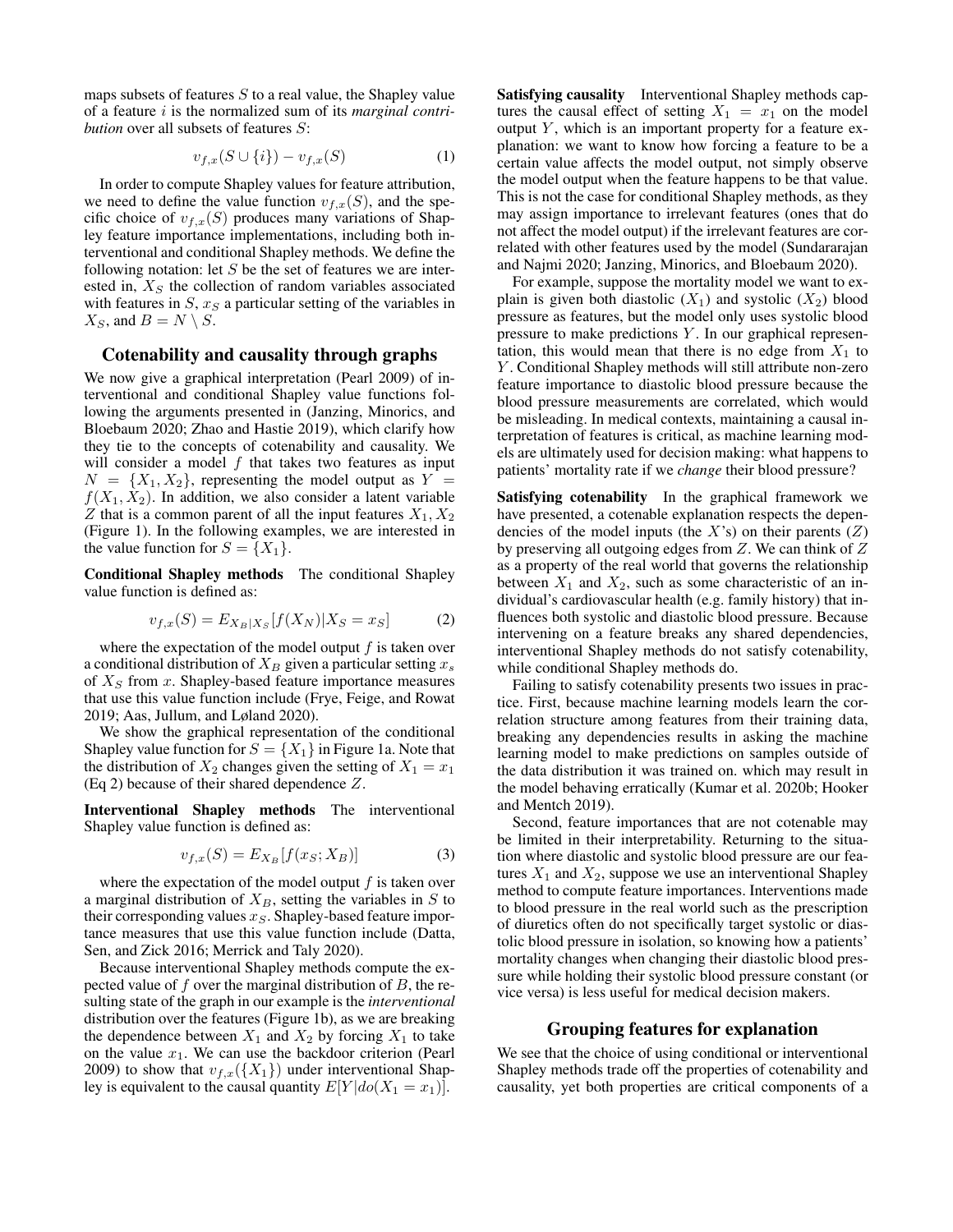maps subsets of features $S$ to a real value, the Shapley value of a feature $i$ is the normalized sum of its *marginal contribution* over all subsets of features $S$:

$$v_{f,x}(S \cup \{i\}) - v_{f,x}(S) \tag{1}$$

In order to compute Shapley values for feature attribution, we need to define the value function $v_{f,x}(S)$, and the specific choice of $v_{f,x}(S)$ produces many variations of Shapley feature importance implementations, including both interventional and conditional Shapley methods. We define the following notation: let $S$ be the set of features we are interested in, $X_S$ the collection of random variables associated with features in $S$, $x_S$ a particular setting of the variables in $X_S$, and $B = N \setminus S$.

## Cotenability and causality through graphs

We now give a graphical interpretation (Pearl 2009) of interventional and conditional Shapley value functions following the arguments presented in (Janzing, Minorics, and Bloebaum 2020; Zhao and Hastie 2019), which clarify how they tie to the concepts of cotenability and causality. We will consider a model $f$ that takes two features as input $N = \{X_1, X_2\}$, representing the model output as $Y = f(X_1, X_2)$. In addition, we also consider a latent variable $Z$ that is a common parent of all the input features $X_1, X_2$ (Figure 1). In the following examples, we are interested in the value function for $S = \{X_1\}$.

**Conditional Shapley methods** The conditional Shapley value function is defined as:

$$v_{f,x}(S) = E_{X_B|X_S}[f(X_N)|X_S = x_S] \tag{2}$$

where the expectation of the model output $f$ is taken over a conditional distribution of $X_B$ given a particular setting $x_s$ of $X_S$ from $x$. Shapley-based feature importance measures that use this value function include (Frye, Feige, and Rowat 2019; Aas, Jullum, and Løland 2020).

We show the graphical representation of the conditional Shapley value function for $S = \{X_1\}$ in Figure 1a. Note that the distribution of $X_2$ changes given the setting of $X_1 = x_1$ (Eq 2) because of their shared dependence $Z$.

**Interventional Shapley methods** The interventional Shapley value function is defined as:

$$v_{f,x}(S) = E_{X_B}[f(x_S; X_B)] \tag{3}$$

where the expectation of the model output $f$ is taken over a marginal distribution of $X_B$, setting the variables in $S$ to their corresponding values $x_S$. Shapley-based feature importance measures that use this value function include (Datta, Sen, and Zick 2016; Merrick and Taly 2020).

Because interventional Shapley methods compute the expected value of $f$ over the marginal distribution of $B$, the resulting state of the graph in our example is the *interventional* distribution over the features (Figure 1b), as we are breaking the dependence between $X_1$ and $X_2$ by forcing $X_1$ to take on the value $x_1$. We can use the backdoor criterion (Pearl 2009) to show that $v_{f,x}(\{X_1\})$ under interventional Shapley is equivalent to the causal quantity $E[Y|do(X_1 = x_1)]$.

**Satisfying causality** Interventional Shapley methods captures the causal effect of setting $X_1 = x_1$ on the model output $Y$, which is an important property for a feature explanation: we want to know how forcing a feature to be a certain value affects the model output, not simply observe the model output when the feature happens to be that value. This is not the case for conditional Shapley methods, as they may assign importance to irrelevant features (ones that do not affect the model output) if the irrelevant features are correlated with other features used by the model (Sundararajan and Najmi 2020; Janzing, Minorics, and Bloebaum 2020).

For example, suppose the mortality model we want to explain is given both diastolic ($X_1$) and systolic ($X_2$) blood pressure as features, but the model only uses systolic blood pressure to make predictions $Y$. In our graphical representation, this would mean that there is no edge from $X_1$ to $Y$. Conditional Shapley methods will still attribute non-zero feature importance to diastolic blood pressure because the blood pressure measurements are correlated, which would be misleading. In medical contexts, maintaining a causal interpretation of features is critical, as machine learning models are ultimately used for decision making: what happens to patients' mortality rate if we *change* their blood pressure?

**Satisfying cotenability** In the graphical framework we have presented, a cotenable explanation respects the dependencies of the model inputs (the $X$'s) on their parents ($Z$) by preserving all outgoing edges from $Z$. We can think of $Z$ as a property of the real world that governs the relationship between $X_1$ and $X_2$, such as some characteristic of an individual's cardiovascular health (e.g. family history) that influences both systolic and diastolic blood pressure. Because intervening on a feature breaks any shared dependencies, interventional Shapley methods do not satisfy cotenability, while conditional Shapley methods do.

Failing to satisfy cotenability presents two issues in practice. First, because machine learning models learn the correlation structure among features from their training data, breaking any dependencies results in asking the machine learning model to make predictions on samples outside of the data distribution it was trained on. which may result in the model behaving erratically (Kumar et al. 2020b; Hooker and Mentch 2019).

Second, feature importances that are not cotenable may be limited in their interpretability. Returning to the situation where diastolic and systolic blood pressure are our features $X_1$ and $X_2$, suppose we use an interventional Shapley method to compute feature importances. Interventions made to blood pressure in the real world such as the prescription of diuretics often do not specifically target systolic or diastolic blood pressure in isolation, so knowing how a patients' mortality changes when changing their diastolic blood pressure while holding their systolic blood pressure constant (or vice versa) is less useful for medical decision makers.

## Grouping features for explanation

We see that the choice of using conditional or interventional Shapley methods trade off the properties of cotenability and causality, yet both properties are critical components of a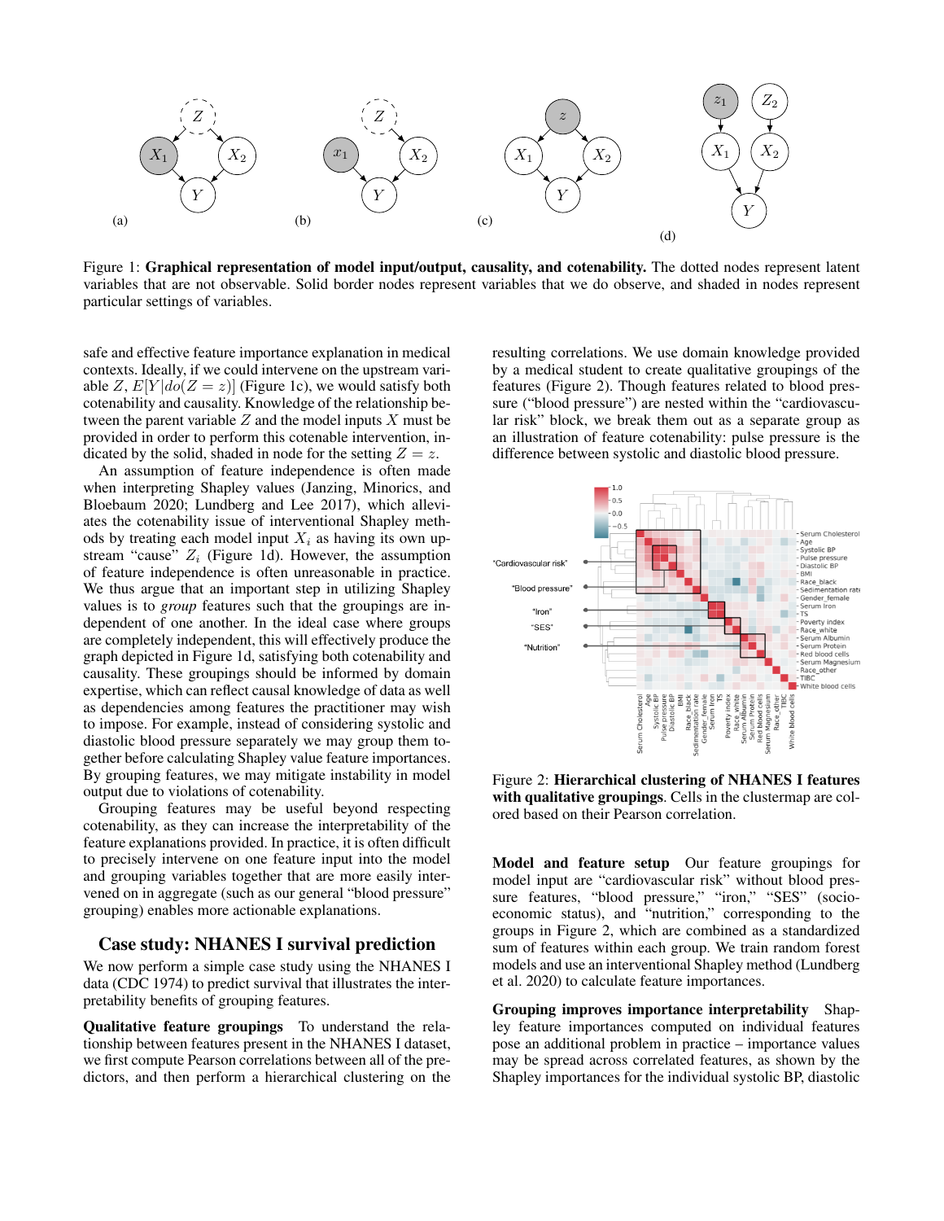Figure 1: **Graphical representation of model input/output, causality, and cotenability.** The dotted nodes represent latent variables that are not observable. Solid border nodes represent variables that we do observe, and shaded in nodes represent particular settings of variables.

safe and effective feature importance explanation in medical contexts. Ideally, if we could intervene on the upstream variable $Z$, $E[Y|do(Z=z)]$ (Figure 1c), we would satisfy both cotenability and causality. Knowledge of the relationship between the parent variable $Z$ and the model inputs $X$ must be provided in order to perform this cotenable intervention, indicated by the solid, shaded in node for the setting $Z=z$.

An assumption of feature independence is often made when interpreting Shapley values (Janzing, Minorics, and Bloebaum 2020; Lundberg and Lee 2017), which alleviates the cotenability issue of interventional Shapley methods by treating each model input $X_i$ as having its own upstream "cause" $Z_i$ (Figure 1d). However, the assumption of feature independence is often unreasonable in practice. We thus argue that an important step in utilizing Shapley values is to *group* features such that the groupings are independent of one another. In the ideal case where groups are completely independent, this will effectively produce the graph depicted in Figure 1d, satisfying both cotenability and causality. These groupings should be informed by domain expertise, which can reflect causal knowledge of data as well as dependencies among features the practitioner may wish to impose. For example, instead of considering systolic and diastolic blood pressure separately we may group them together before calculating Shapley value feature importances. By grouping features, we may mitigate instability in model output due to violations of cotenability.

Grouping features may be useful beyond respecting cotenability, as they can increase the interpretability of the feature explanations provided. In practice, it is often difficult to precisely intervene on one feature input into the model and grouping variables together that are more easily intervened on in aggregate (such as our general "blood pressure" grouping) enables more actionable explanations.

## Case study: NHANES I survival prediction

We now perform a simple case study using the NHANES I data (CDC 1974) to predict survival that illustrates the interpretability benefits of grouping features.

**Qualitative feature groupings** To understand the relationship between features present in the NHANES I dataset, we first compute Pearson correlations between all of the predictors, and then perform a hierarchical clustering on the resulting correlations. We use domain knowledge provided by a medical student to create qualitative groupings of the features (Figure 2). Though features related to blood pressure ("blood pressure") are nested within the "cardiovascular risk" block, we break them out as a separate group as an illustration of feature cotenability: pulse pressure is the difference between systolic and diastolic blood pressure.

Figure 2: **Hierarchical clustering of NHANES I features with qualitative groupings**. Cells in the clustermap are colored based on their Pearson correlation.

**Model and feature setup** Our feature groupings for model input are "cardiovascular risk" without blood pressure features, "blood pressure," "iron," "SES" (socioeconomic status), and "nutrition," corresponding to the groups in Figure 2, which are combined as a standardized sum of features within each group. We train random forest models and use an interventional Shapley method (Lundberg et al. 2020) to calculate feature importances.

**Grouping improves importance interpretability** Shapley feature importances computed on individual features pose an additional problem in practice – importance values may be spread across correlated features, as shown by the Shapley importances for the individual systolic BP, diastolic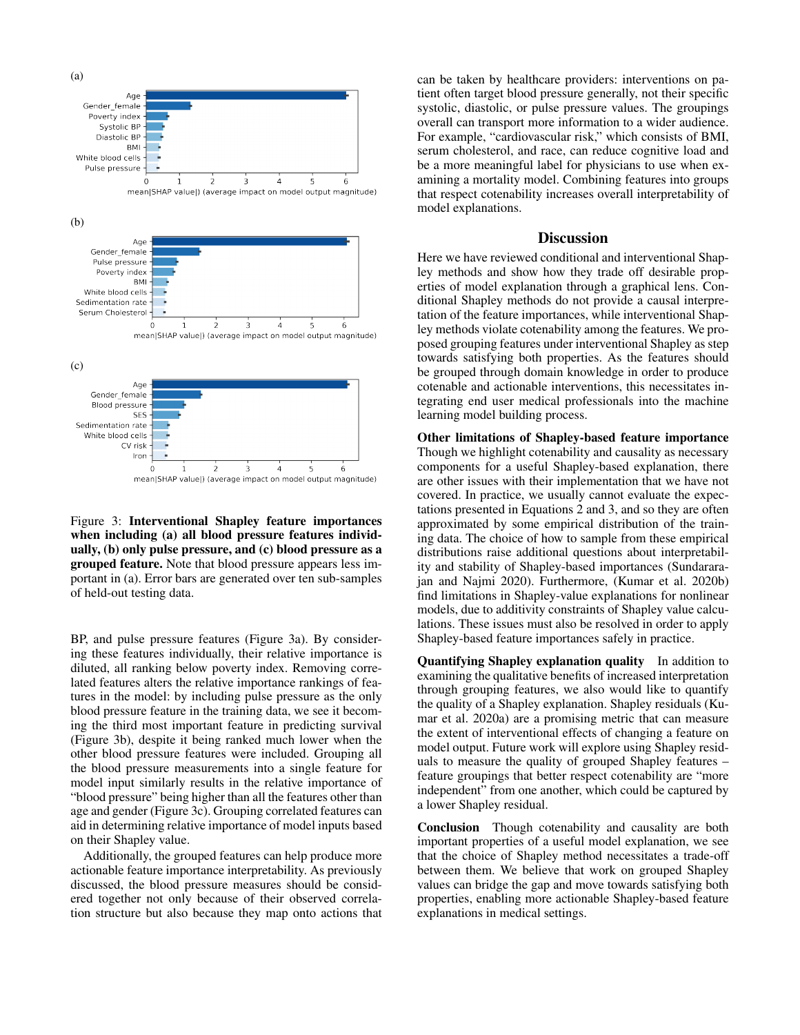(a)

| Feature | mean(\|SHAP value\|) |
|---|---|
| Age | ~6.0 |
| Gender_female | ~1.3 |
| Poverty index | ~0.6 |
| Systolic BP | ~0.5 |
| Diastolic BP | ~0.45 |
| BMI | ~0.4 |
| White blood cells | ~0.4 |
| Pulse pressure | ~0.35 |

mean(|SHAP value|) (average impact on model output magnitude)

(b)

| Feature | mean(\|SHAP value\|) |
|---|---|
| Age | ~6.1 |
| Gender_female | ~1.5 |
| Pulse pressure | ~0.8 |
| Poverty index | ~0.7 |
| BMI | ~0.5 |
| White blood cells | ~0.4 |
| Sedimentation rate | ~0.4 |
| Serum Cholesterol | ~0.35 |

mean(|SHAP value|) (average impact on model output magnitude)

(c)

| Feature | mean(\|SHAP value\|) |
|---|---|
| Age | ~6.2 |
| Gender_female | ~1.5 |
| Blood pressure | ~1.0 |
| SES | ~0.85 |
| Sedimentation rate | ~0.5 |
| White blood cells | ~0.5 |
| CV risk | ~0.45 |
| Iron | ~0.4 |

mean(|SHAP value|) (average impact on model output magnitude)

Figure 3: **Interventional Shapley feature importances when including (a) all blood pressure features individually, (b) only pulse pressure, and (c) blood pressure as a grouped feature.** Note that blood pressure appears less important in (a). Error bars are generated over ten sub-samples of held-out testing data.

BP, and pulse pressure features (Figure 3a). By considering these features individually, their relative importance is diluted, all ranking below poverty index. Removing correlated features alters the relative importance rankings of features in the model: by including pulse pressure as the only blood pressure feature in the training data, we see it becoming the third most important feature in predicting survival (Figure 3b), despite it being ranked much lower when the other blood pressure features were included. Grouping all the blood pressure measurements into a single feature for model input similarly results in the relative importance of "blood pressure" being higher than all the features other than age and gender (Figure 3c). Grouping correlated features can aid in determining relative importance of model inputs based on their Shapley value.

Additionally, the grouped features can help produce more actionable feature importance interpretability. As previously discussed, the blood pressure measures should be considered together not only because of their observed correlation structure but also because they map onto actions that can be taken by healthcare providers: interventions on patient often target blood pressure generally, not their specific systolic, diastolic, or pulse pressure values. The groupings overall can transport more information to a wider audience. For example, "cardiovascular risk," which consists of BMI, serum cholesterol, and race, can reduce cognitive load and be a more meaningful label for physicians to use when examining a mortality model. Combining features into groups that respect cotenability increases overall interpretability of model explanations.

## Discussion

Here we have reviewed conditional and interventional Shapley methods and show how they trade off desirable properties of model explanation through a graphical lens. Conditional Shapley methods do not provide a causal interpretation of the feature importances, while interventional Shapley methods violate cotenability among the features. We proposed grouping features under interventional Shapley as step towards satisfying both properties. As the features should be grouped through domain knowledge in order to produce cotenable and actionable interventions, this necessitates integrating end user medical professionals into the machine learning model building process.

**Other limitations of Shapley-based feature importance** Though we highlight cotenability and causality as necessary components for a useful Shapley-based explanation, there are other issues with their implementation that we have not covered. In practice, we usually cannot evaluate the expectations presented in Equations 2 and 3, and so they are often approximated by some empirical distribution of the training data. The choice of how to sample from these empirical distributions raise additional questions about interpretability and stability of Shapley-based importances (Sundararajan and Najmi 2020). Furthermore, (Kumar et al. 2020b) find limitations in Shapley-value explanations for nonlinear models, due to additivity constraints of Shapley value calculations. These issues must also be resolved in order to apply Shapley-based feature importances safely in practice.

**Quantifying Shapley explanation quality** In addition to examining the qualitative benefits of increased interpretation through grouping features, we also would like to quantify the quality of a Shapley explanation. Shapley residuals (Kumar et al. 2020a) are a promising metric that can measure the extent of interventional effects of changing a feature on model output. Future work will explore using Shapley residuals to measure the quality of grouped Shapley features – feature groupings that better respect cotenability are "more independent" from one another, which could be captured by a lower Shapley residual.

**Conclusion** Though cotenability and causality are both important properties of a useful model explanation, we see that the choice of Shapley method necessitates a trade-off between them. We believe that work on grouped Shapley values can bridge the gap and move towards satisfying both properties, enabling more actionable Shapley-based feature explanations in medical settings.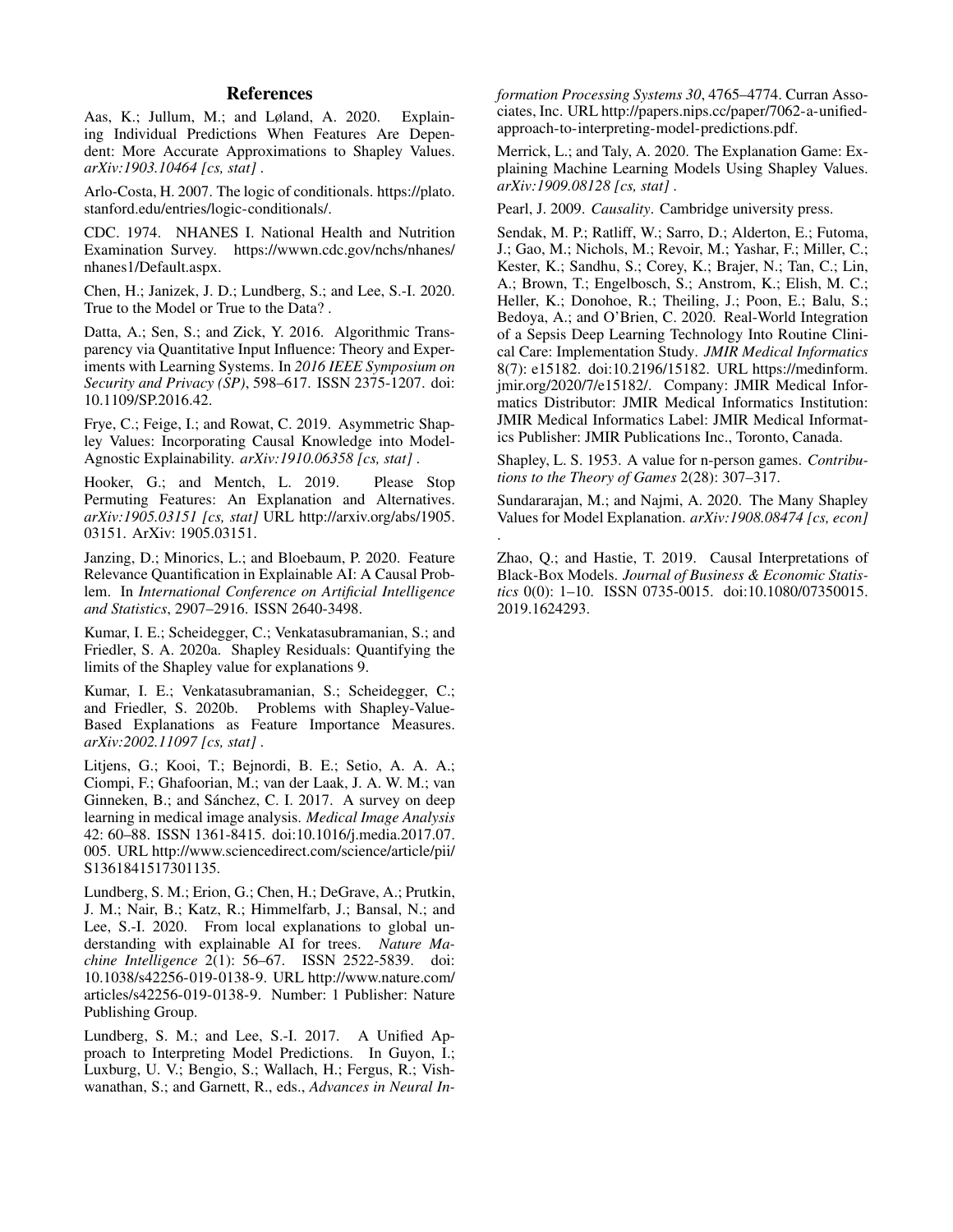## References

Aas, K.; Jullum, M.; and Løland, A. 2020. Explaining Individual Predictions When Features Are Dependent: More Accurate Approximations to Shapley Values. *arXiv:1903.10464 [cs, stat]* .

Arlo-Costa, H. 2007. The logic of conditionals. https://plato.stanford.edu/entries/logic-conditionals/.

CDC. 1974. NHANES I. National Health and Nutrition Examination Survey. https://wwwn.cdc.gov/nchs/nhanes/nhanes1/Default.aspx.

Chen, H.; Janizek, J. D.; Lundberg, S.; and Lee, S.-I. 2020. True to the Model or True to the Data? .

Datta, A.; Sen, S.; and Zick, Y. 2016. Algorithmic Transparency via Quantitative Input Influence: Theory and Experiments with Learning Systems. In *2016 IEEE Symposium on Security and Privacy (SP)*, 598–617. ISSN 2375-1207. doi:10.1109/SP.2016.42.

Frye, C.; Feige, I.; and Rowat, C. 2019. Asymmetric Shapley Values: Incorporating Causal Knowledge into Model-Agnostic Explainability. *arXiv:1910.06358 [cs, stat]* .

Hooker, G.; and Mentch, L. 2019. Please Stop Permuting Features: An Explanation and Alternatives. *arXiv:1905.03151 [cs, stat]* URL http://arxiv.org/abs/1905.03151. ArXiv: 1905.03151.

Janzing, D.; Minorics, L.; and Bloebaum, P. 2020. Feature Relevance Quantification in Explainable AI: A Causal Problem. In *International Conference on Artificial Intelligence and Statistics*, 2907–2916. ISSN 2640-3498.

Kumar, I. E.; Scheidegger, C.; Venkatasubramanian, S.; and Friedler, S. A. 2020a. Shapley Residuals: Quantifying the limits of the Shapley value for explanations 9.

Kumar, I. E.; Venkatasubramanian, S.; Scheidegger, C.; and Friedler, S. 2020b. Problems with Shapley-Value-Based Explanations as Feature Importance Measures. *arXiv:2002.11097 [cs, stat]* .

Litjens, G.; Kooi, T.; Bejnordi, B. E.; Setio, A. A. A.; Ciompi, F.; Ghafoorian, M.; van der Laak, J. A. W. M.; van Ginneken, B.; and Sánchez, C. I. 2017. A survey on deep learning in medical image analysis. *Medical Image Analysis* 42: 60–88. ISSN 1361-8415. doi:10.1016/j.media.2017.07.005. URL http://www.sciencedirect.com/science/article/pii/S1361841517301135.

Lundberg, S. M.; Erion, G.; Chen, H.; DeGrave, A.; Prutkin, J. M.; Nair, B.; Katz, R.; Himmelfarb, J.; Bansal, N.; and Lee, S.-I. 2020. From local explanations to global understanding with explainable AI for trees. *Nature Machine Intelligence* 2(1): 56–67. ISSN 2522-5839. doi:10.1038/s42256-019-0138-9. URL http://www.nature.com/articles/s42256-019-0138-9. Number: 1 Publisher: Nature Publishing Group.

Lundberg, S. M.; and Lee, S.-I. 2017. A Unified Approach to Interpreting Model Predictions. In Guyon, I.; Luxburg, U. V.; Bengio, S.; Wallach, H.; Fergus, R.; Vishwanathan, S.; and Garnett, R., eds., *Advances in Neural Information Processing Systems 30*, 4765–4774. Curran Associates, Inc. URL http://papers.nips.cc/paper/7062-a-unified-approach-to-interpreting-model-predictions.pdf.

Merrick, L.; and Taly, A. 2020. The Explanation Game: Explaining Machine Learning Models Using Shapley Values. *arXiv:1909.08128 [cs, stat]* .

Pearl, J. 2009. *Causality*. Cambridge university press.

Sendak, M. P.; Ratliff, W.; Sarro, D.; Alderton, E.; Futoma, J.; Gao, M.; Nichols, M.; Revoir, M.; Yashar, F.; Miller, C.; Kester, K.; Sandhu, S.; Corey, K.; Brajer, N.; Tan, C.; Lin, A.; Brown, T.; Engelbosch, S.; Anstrom, K.; Elish, M. C.; Heller, K.; Donohoe, R.; Theiling, J.; Poon, E.; Balu, S.; Bedoya, A.; and O'Brien, C. 2020. Real-World Integration of a Sepsis Deep Learning Technology Into Routine Clinical Care: Implementation Study. *JMIR Medical Informatics* 8(7): e15182. doi:10.2196/15182. URL https://medinform.jmir.org/2020/7/e15182/. Company: JMIR Medical Informatics Distributor: JMIR Medical Informatics Institution: JMIR Medical Informatics Label: JMIR Medical Informatics Publisher: JMIR Publications Inc., Toronto, Canada.

Shapley, L. S. 1953. A value for n-person games. *Contributions to the Theory of Games* 2(28): 307–317.

Sundararajan, M.; and Najmi, A. 2020. The Many Shapley Values for Model Explanation. *arXiv:1908.08474 [cs, econ]* .

Zhao, Q.; and Hastie, T. 2019. Causal Interpretations of Black-Box Models. *Journal of Business & Economic Statistics* 0(0): 1–10. ISSN 0735-0015. doi:10.1080/07350015.2019.1624293.